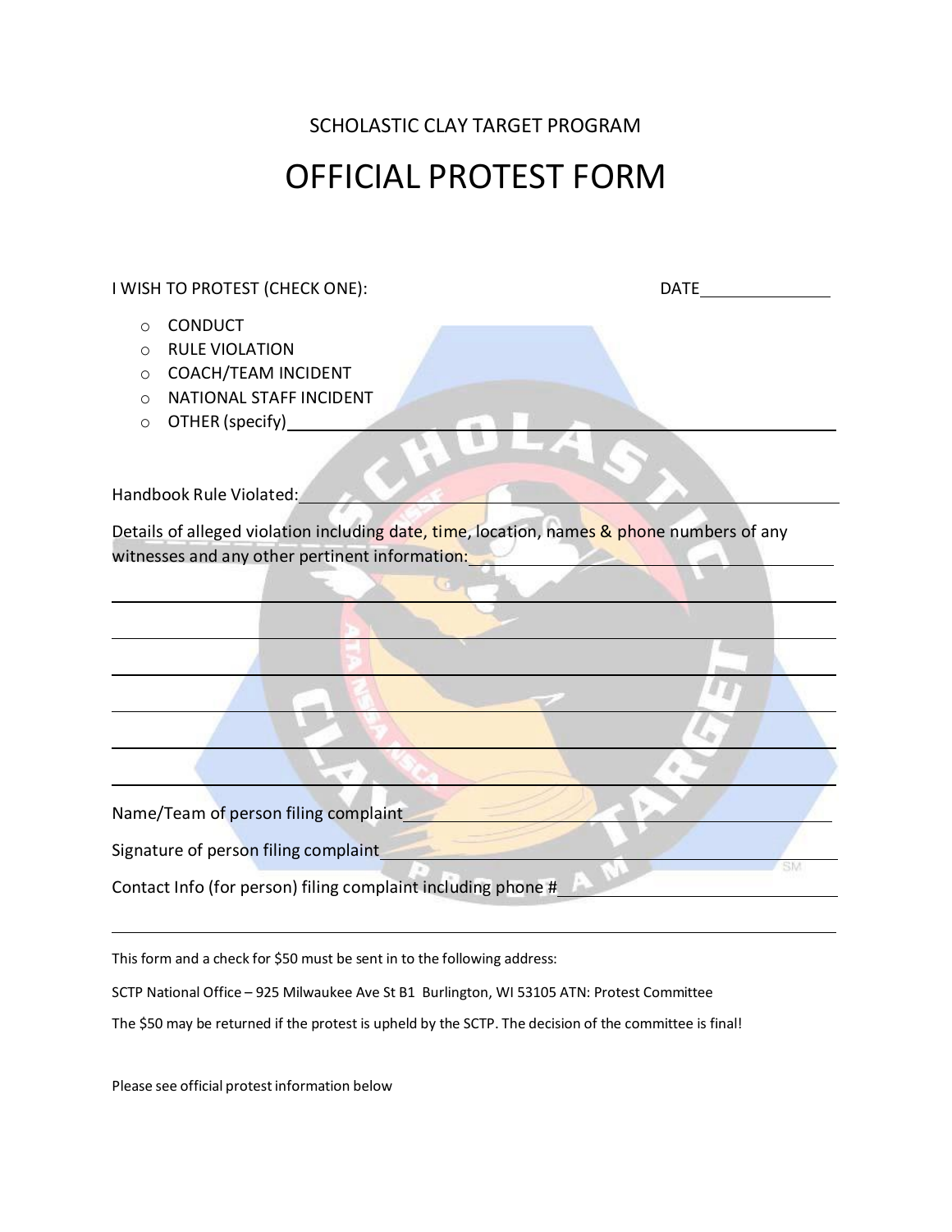SCHOLASTIC CLAY TARGET PROGRAM

# OFFICIAL PROTEST FORM

I WISH TO PROTEST (CHECK ONE): DATE\_\_\_\_\_\_\_\_\_\_\_\_\_\_

- ○ CONDUCT
- ○ RULE VIOLATION
- ○ COACH/TEAM INCIDENT
- ○ NATIONAL STAFF INCIDENT
- ○ OTHER (specify)\_\_\_\_\_\_\_\_\_\_\_\_\_\_\_\_\_\_\_\_\_\_\_\_\_\_\_\_\_\_\_\_\_\_\_\_\_\_\_\_

Handbook Rule Violated:\_\_\_\_\_\_\_\_\_\_\_\_\_\_\_\_\_\_\_\_\_\_\_\_\_\_\_\_\_\_\_\_\_\_\_\_\_\_\_\_\_\_

Details of alleged violation including date, time, location, names & phone numbers of any witnesses and any other pertinent information:\_\_\_\_\_\_\_\_\_\_\_\_\_\_\_\_\_\_\_\_\_\_\_\_\_\_\_\_\_\_

\_\_\_\_\_\_\_\_\_\_\_\_\_\_\_\_\_\_\_\_\_\_\_\_\_\_\_\_\_\_\_\_\_\_\_\_\_\_\_\_\_\_\_\_\_\_\_\_\_\_\_\_\_\_\_\_\_\_\_\_\_\_\_\_\_\_\_\_

\_\_\_\_\_\_\_\_\_\_\_\_\_\_\_\_\_\_\_\_\_\_\_\_\_\_\_\_\_\_\_\_\_\_\_\_\_\_\_\_\_\_\_\_\_\_\_\_\_\_\_\_\_\_\_\_\_\_\_\_\_\_\_\_\_\_\_\_

\_\_\_\_\_\_\_\_\_\_\_\_\_\_\_\_\_\_\_\_\_\_\_\_\_\_\_\_\_\_\_\_\_\_\_\_\_\_\_\_\_\_\_\_\_\_\_\_\_\_\_\_\_\_\_\_\_\_\_\_\_\_\_\_\_\_\_\_

\_\_\_\_\_\_\_\_\_\_\_\_\_\_\_\_\_\_\_\_\_\_\_\_\_\_\_\_\_\_\_\_\_\_\_\_\_\_\_\_\_\_\_\_\_\_\_\_\_\_\_\_\_\_\_\_\_\_\_\_\_\_\_\_\_\_\_\_

\_\_\_\_\_\_\_\_\_\_\_\_\_\_\_\_\_\_\_\_\_\_\_\_\_\_\_\_\_\_\_\_\_\_\_\_\_\_\_\_\_\_\_\_\_\_\_\_\_\_\_\_\_\_\_\_\_\_\_\_\_\_\_\_\_\_\_\_

\_\_\_\_\_\_\_\_\_\_\_\_\_\_\_\_\_\_\_\_\_\_\_\_\_\_\_\_\_\_\_\_\_\_\_\_\_\_\_\_\_\_\_\_\_\_\_\_\_\_\_\_\_\_\_\_\_\_\_\_\_\_\_\_\_\_\_\_

Name/Team of person filing complaint\_\_\_\_\_\_\_\_\_\_\_\_\_\_\_\_\_\_\_\_\_\_\_\_\_\_\_\_\_\_\_\_\_\_\_\_\_\_

Signature of person filing complaint\_\_\_\_\_\_\_\_\_\_\_\_\_\_\_\_\_\_\_\_\_\_\_\_\_\_\_\_\_\_\_\_\_\_\_\_\_\_\_

Contact Info (for person) filing complaint including phone #\_\_\_\_\_\_\_\_\_\_\_\_\_\_\_\_\_\_\_\_\_\_

\_\_\_\_\_\_\_\_\_\_\_\_\_\_\_\_\_\_\_\_\_\_\_\_\_\_\_\_\_\_\_\_\_\_\_\_\_\_\_\_\_\_\_\_\_\_\_\_\_\_\_\_\_\_\_\_\_\_\_\_\_\_\_\_\_\_\_\_

This form and a check for $50 must be sent in to the following address:

SCTP National Office – 925 Milwaukee Ave St B1 Burlington, WI 53105 ATN: Protest Committee

The $50 may be returned if the protest is upheld by the SCTP. The decision of the committee is final!

Please see official protest information below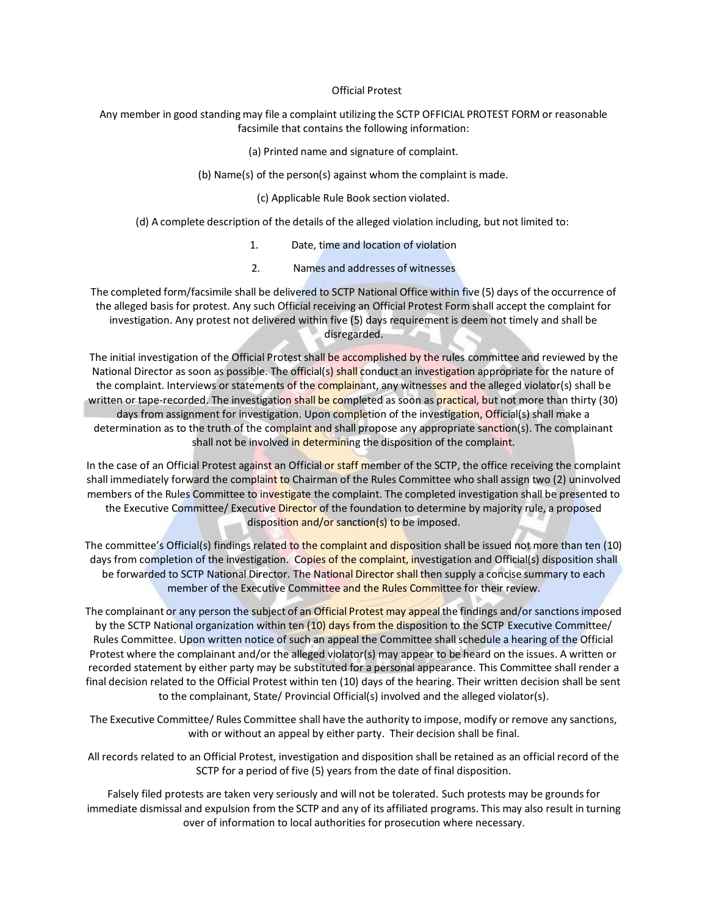## Official Protest

Any member in good standing may file a complaint utilizing the SCTP OFFICIAL PROTEST FORM or reasonable facsimile that contains the following information:

(a) Printed name and signature of complaint.

(b) Name(s) of the person(s) against whom the complaint is made.

(c) Applicable Rule Book section violated.

(d) A complete description of the details of the alleged violation including, but not limited to:

1. Date, time and location of violation
2. Names and addresses of witnesses

The completed form/facsimile shall be delivered to SCTP National Office within five (5) days of the occurrence of the alleged basis for protest. Any such Official receiving an Official Protest Form shall accept the complaint for investigation. Any protest not delivered within five (5) days requirement is deem not timely and shall be disregarded.

The initial investigation of the Official Protest shall be accomplished by the rules committee and reviewed by the National Director as soon as possible. The official(s) shall conduct an investigation appropriate for the nature of the complaint. Interviews or statements of the complainant, any witnesses and the alleged violator(s) shall be written or tape-recorded. The investigation shall be completed as soon as practical, but not more than thirty (30) days from assignment for investigation. Upon completion of the investigation, Official(s) shall make a determination as to the truth of the complaint and shall propose any appropriate sanction(s). The complainant shall not be involved in determining the disposition of the complaint.

In the case of an Official Protest against an Official or staff member of the SCTP, the office receiving the complaint shall immediately forward the complaint to Chairman of the Rules Committee who shall assign two (2) uninvolved members of the Rules Committee to investigate the complaint. The completed investigation shall be presented to the Executive Committee/ Executive Director of the foundation to determine by majority rule, a proposed disposition and/or sanction(s) to be imposed.

The committee's Official(s) findings related to the complaint and disposition shall be issued not more than ten (10) days from completion of the investigation. Copies of the complaint, investigation and Official(s) disposition shall be forwarded to SCTP National Director. The National Director shall then supply a concise summary to each member of the Executive Committee and the Rules Committee for their review.

The complainant or any person the subject of an Official Protest may appeal the findings and/or sanctions imposed by the SCTP National organization within ten (10) days from the disposition to the SCTP Executive Committee/ Rules Committee. Upon written notice of such an appeal the Committee shall schedule a hearing of the Official Protest where the complainant and/or the alleged violator(s) may appear to be heard on the issues. A written or recorded statement by either party may be substituted for a personal appearance. This Committee shall render a final decision related to the Official Protest within ten (10) days of the hearing. Their written decision shall be sent to the complainant, State/ Provincial Official(s) involved and the alleged violator(s).

The Executive Committee/ Rules Committee shall have the authority to impose, modify or remove any sanctions, with or without an appeal by either party. Their decision shall be final.

All records related to an Official Protest, investigation and disposition shall be retained as an official record of the SCTP for a period of five (5) years from the date of final disposition.

Falsely filed protests are taken very seriously and will not be tolerated. Such protests may be grounds for immediate dismissal and expulsion from the SCTP and any of its affiliated programs. This may also result in turning over of information to local authorities for prosecution where necessary.